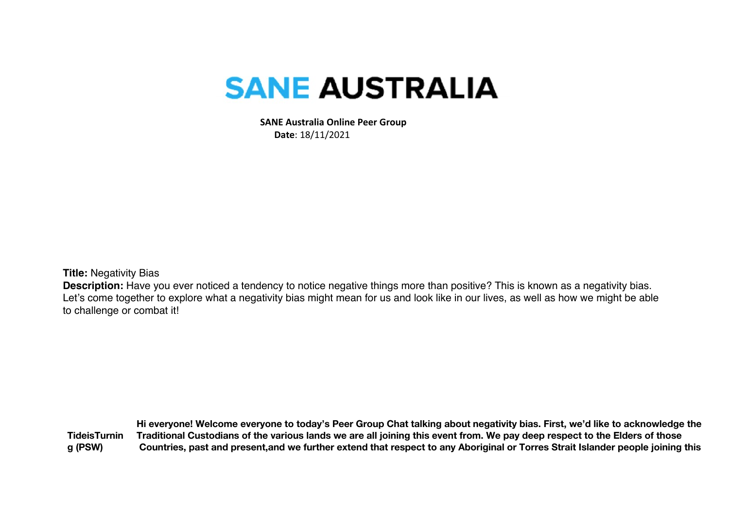# SANE AUSTRALIA

**SANE Australia Online Peer Group**
**Date**: 18/11/2021

**Title:** Negativity Bias
**Description:** Have you ever noticed a tendency to notice negative things more than positive? This is known as a negativity bias. Let's come together to explore what a negativity bias might mean for us and look like in our lives, as well as how we might be able to challenge or combat it!

| | |
|---|---|
| **TideisTurning (PSW)** | **Hi everyone! Welcome everyone to today's Peer Group Chat talking about negativity bias. First, we'd like to acknowledge the Traditional Custodians of the various lands we are all joining this event from. We pay deep respect to the Elders of those Countries, past and present,and we further extend that respect to any Aboriginal or Torres Strait Islander people joining this** |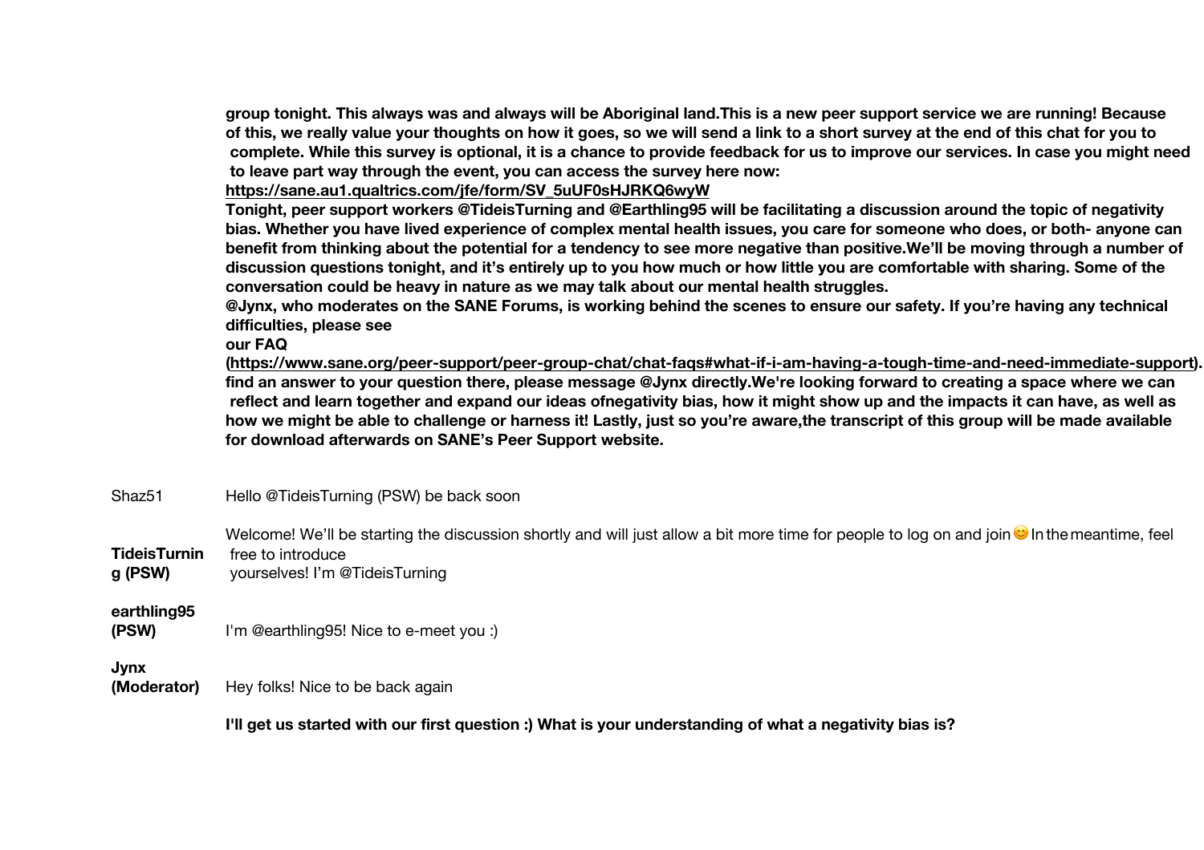**group tonight. This always was and always will be Aboriginal land.This is a new peer support service we are running! Because of this, we really value your thoughts on how it goes, so we will send a link to a short survey at the end of this chat for you to complete. While this survey is optional, it is a chance to provide feedback for us to improve our services. In case you might need to leave part way through the event, you can access the survey here now: [https://sane.au1.qualtrics.com/jfe/form/SV_5uUF0sHJRKQ6wyW](https://sane.au1.qualtrics.com/jfe/form/SV_5uUF0sHJRKQ6wyW)**

**Tonight, peer support workers @TideisTurning and @Earthling95 will be facilitating a discussion around the topic of negativity bias. Whether you have lived experience of complex mental health issues, you care for someone who does, or both- anyone can benefit from thinking about the potential for a tendency to see more negative than positive.We'll be moving through a number of discussion questions tonight, and it's entirely up to you how much or how little you are comfortable with sharing. Some of the conversation could be heavy in nature as we may talk about our mental health struggles.**

**@Jynx, who moderates on the SANE Forums, is working behind the scenes to ensure our safety. If you're having any technical difficulties, please see our FAQ ([https://www.sane.org/peer-support/peer-group-chat/chat-faqs#what-if-i-am-having-a-tough-time-and-need-immediate-support](https://www.sane.org/peer-support/peer-group-chat/chat-faqs#what-if-i-am-having-a-tough-time-and-need-immediate-support)). find an answer to your question there, please message @Jynx directly.We're looking forward to creating a space where we can reflect and learn together and expand our ideas ofnegativity bias, how it might show up and the impacts it can have, as well as how we might be able to challenge or harness it! Lastly, just so you're aware,the transcript of this group will be made available for download afterwards on SANE's Peer Support website.**

Shaz51: Hello @TideisTurning (PSW) be back soon

**TideisTurning (PSW)**: Welcome! We'll be starting the discussion shortly and will just allow a bit more time for people to log on and join 😊 In the meantime, feel free to introduce yourselves! I'm @TideisTurning

**earthling95 (PSW)**: I'm @earthling95! Nice to e-meet you :)

**Jynx (Moderator)**: Hey folks! Nice to be back again

**I'll get us started with our first question :) What is your understanding of what a negativity bias is?**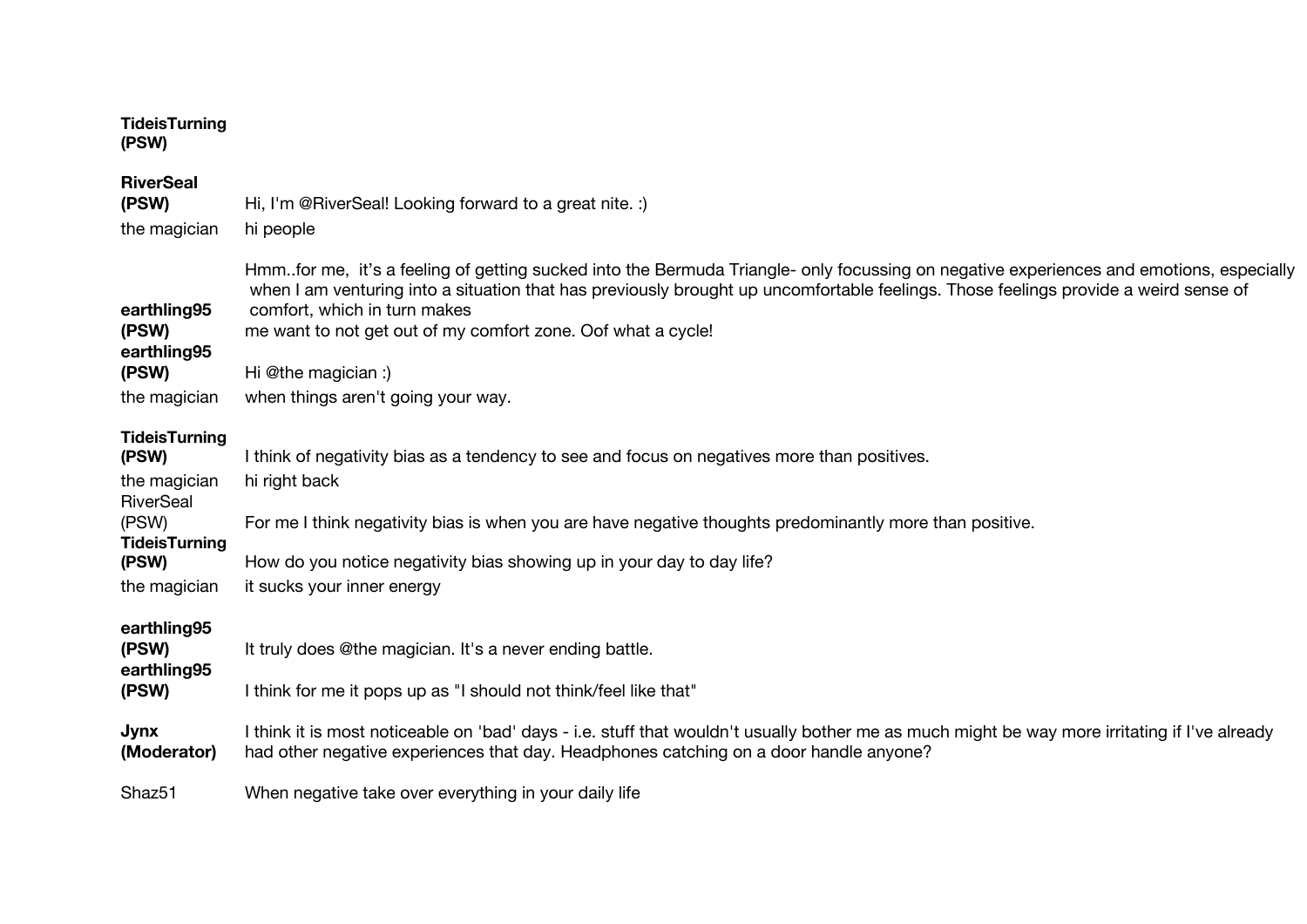| | |
|---|---|
| **TideisTurning (PSW)** | |
| **RiverSeal (PSW)** | Hi, I'm @RiverSeal! Looking forward to a great nite. :) |
| the magician | hi people |
| **earthling95 (PSW)** | Hmm..for me, it's a feeling of getting sucked into the Bermuda Triangle- only focussing on negative experiences and emotions, especially when I am venturing into a situation that has previously brought up uncomfortable feelings. Those feelings provide a weird sense of comfort, which in turn makes me want to not get out of my comfort zone. Oof what a cycle! |
| **earthling95 (PSW)** | Hi @the magician :) |
| the magician | when things aren't going your way. |
| **TideisTurning (PSW)** | I think of negativity bias as a tendency to see and focus on negatives more than positives. |
| the magician | hi right back |
| RiverSeal (PSW) | For me I think negativity bias is when you are have negative thoughts predominantly more than positive. |
| **TideisTurning (PSW)** | How do you notice negativity bias showing up in your day to day life? |
| the magician | it sucks your inner energy |
| **earthling95 (PSW)** | It truly does @the magician. It's a never ending battle. |
| **earthling95 (PSW)** | I think for me it pops up as "I should not think/feel like that" |
| **Jynx (Moderator)** | I think it is most noticeable on 'bad' days - i.e. stuff that wouldn't usually bother me as much might be way more irritating if I've already had other negative experiences that day. Headphones catching on a door handle anyone? |
| Shaz51 | When negative take over everything in your daily life |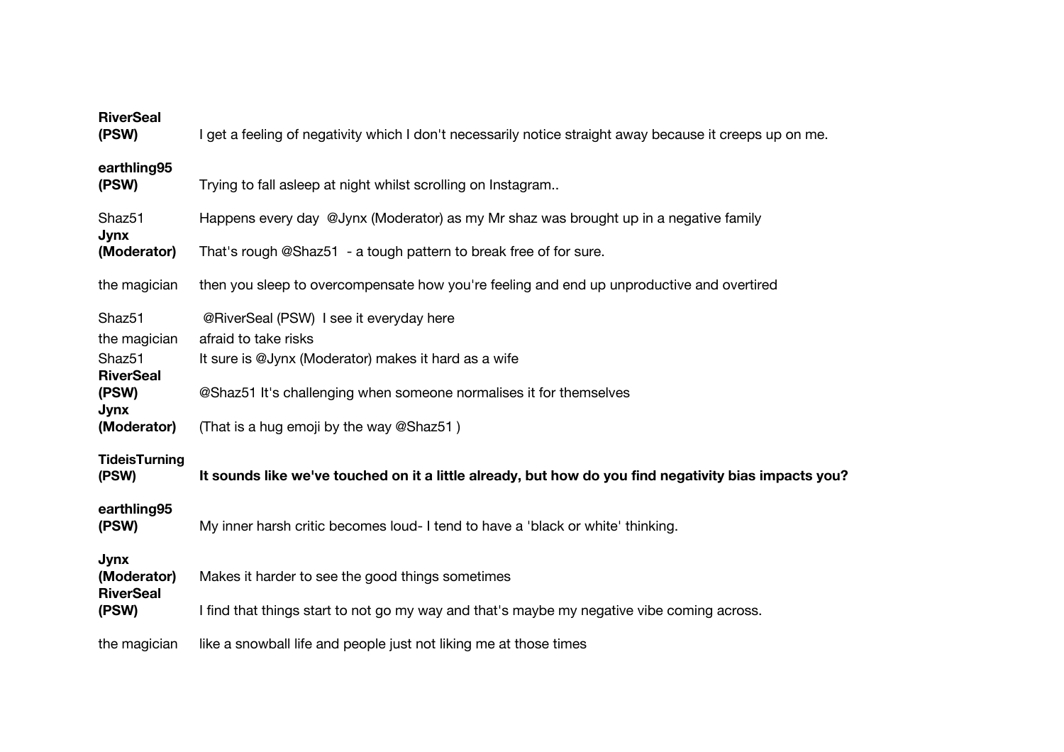| | |
|---|---|
| **RiverSeal (PSW)** | I get a feeling of negativity which I don't necessarily notice straight away because it creeps up on me. |
| **earthling95 (PSW)** | Trying to fall asleep at night whilst scrolling on Instagram.. |
| Shaz51 | Happens every day @Jynx (Moderator) as my Mr shaz was brought up in a negative family |
| **Jynx (Moderator)** | That's rough @Shaz51 - a tough pattern to break free of for sure. |
| the magician | then you sleep to overcompensate how you're feeling and end up unproductive and overtired |
| Shaz51 | @RiverSeal (PSW) I see it everyday here |
| the magician | afraid to take risks |
| Shaz51 | It sure is @Jynx (Moderator) makes it hard as a wife |
| **RiverSeal (PSW)** | @Shaz51 It's challenging when someone normalises it for themselves |
| **Jynx (Moderator)** | (That is a hug emoji by the way @Shaz51 ) |
| **TideisTurning (PSW)** | **It sounds like we've touched on it a little already, but how do you find negativity bias impacts you?** |
| **earthling95 (PSW)** | My inner harsh critic becomes loud- I tend to have a 'black or white' thinking. |
| **Jynx (Moderator)** | Makes it harder to see the good things sometimes |
| **RiverSeal (PSW)** | I find that things start to not go my way and that's maybe my negative vibe coming across. |
| the magician | like a snowball life and people just not liking me at those times |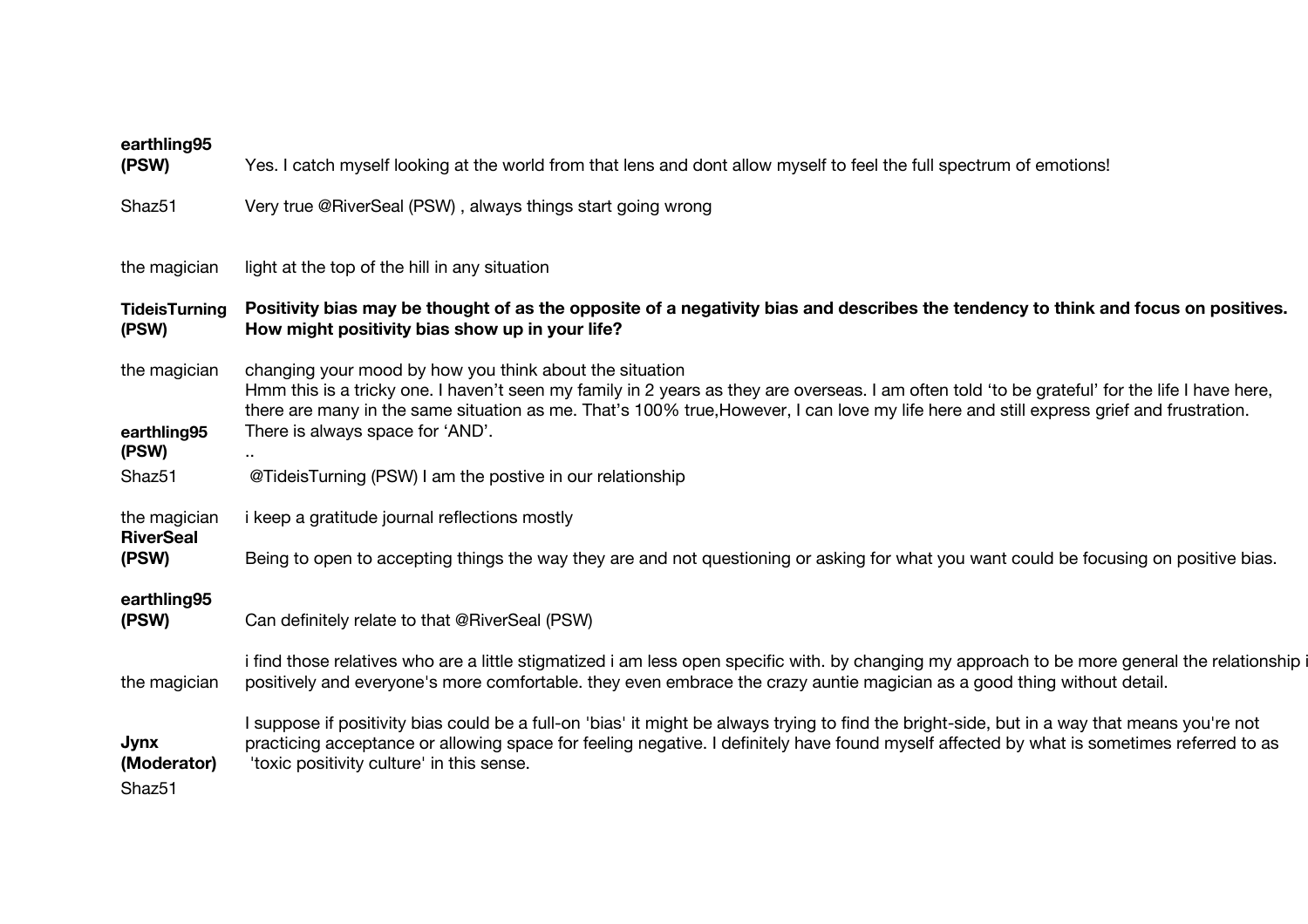| | |
|---|---|
| **earthling95 (PSW)** | Yes. I catch myself looking at the world from that lens and dont allow myself to feel the full spectrum of emotions! |
| Shaz51 | Very true @RiverSeal (PSW) , always things start going wrong |
| the magician | light at the top of the hill in any situation |
| **TideisTurning (PSW)** | **Positivity bias may be thought of as the opposite of a negativity bias and describes the tendency to think and focus on positives. How might positivity bias show up in your life?** |
| the magician | changing your mood by how you think about the situation |
| **earthling95 (PSW)** | Hmm this is a tricky one. I haven't seen my family in 2 years as they are overseas. I am often told 'to be grateful' for the life I have here, there are many in the same situation as me. That's 100% true,However, I can love my life here and still express grief and frustration. There is always space for 'AND'. |
| | .. |
| Shaz51 | @TideisTurning (PSW) I am the postive in our relationship |
| the magician | i keep a gratitude journal reflections mostly |
| **RiverSeal (PSW)** | Being to open to accepting things the way they are and not questioning or asking for what you want could be focusing on positive bias. |
| **earthling95 (PSW)** | Can definitely relate to that @RiverSeal (PSW) |
| the magician | i find those relatives who are a little stigmatized i am less open specific with. by changing my approach to be more general the relationship i positively and everyone's more comfortable. they even embrace the crazy auntie magician as a good thing without detail. |
| **Jynx (Moderator)** | I suppose if positivity bias could be a full-on 'bias' it might be always trying to find the bright-side, but in a way that means you're not practicing acceptance or allowing space for feeling negative. I definitely have found myself affected by what is sometimes referred to as 'toxic positivity culture' in this sense. |
| Shaz51 | |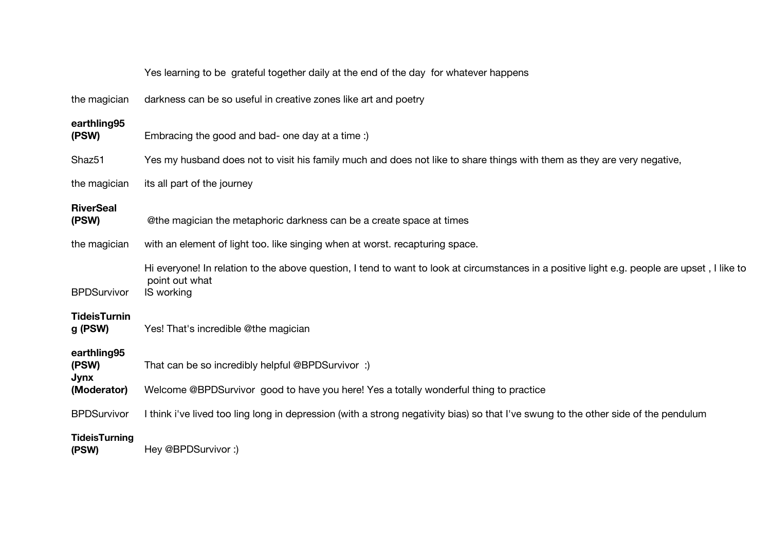| | |
|---|---|
| | Yes learning to be grateful together daily at the end of the day for whatever happens |
| the magician | darkness can be so useful in creative zones like art and poetry |
| **earthling95 (PSW)** | Embracing the good and bad- one day at a time :) |
| Shaz51 | Yes my husband does not to visit his family much and does not like to share things with them as they are very negative, |
| the magician | its all part of the journey |
| **RiverSeal (PSW)** | @the magician the metaphoric darkness can be a create space at times |
| the magician | with an element of light too. like singing when at worst. recapturing space. |
| BPDSurvivor | Hi everyone! In relation to the above question, I tend to want to look at circumstances in a positive light e.g. people are upset , I like to point out what IS working |
| **TideisTurning (PSW)** | Yes! That's incredible @the magician |
| **earthling95 (PSW)** | That can be so incredibly helpful @BPDSurvivor :) |
| **Jynx (Moderator)** | Welcome @BPDSurvivor good to have you here! Yes a totally wonderful thing to practice |
| BPDSurvivor | I think i've lived too ling long in depression (with a strong negativity bias) so that I've swung to the other side of the pendulum |
| **TideisTurning (PSW)** | Hey @BPDSurvivor :) |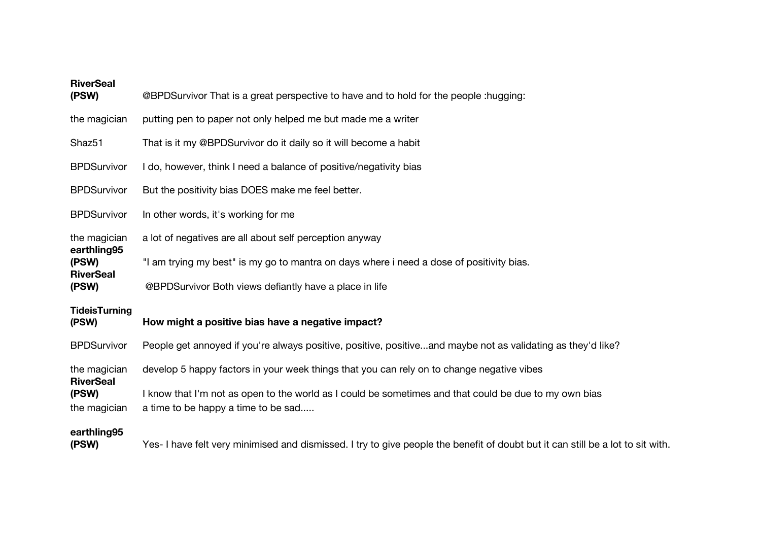| | |
|---|---|
| **RiverSeal (PSW)** | @BPDSurvivor That is a great perspective to have and to hold for the people :hugging: |
| the magician | putting pen to paper not only helped me but made me a writer |
| Shaz51 | That is it my @BPDSurvivor do it daily so it will become a habit |
| BPDSurvivor | I do, however, think I need a balance of positive/negativity bias |
| BPDSurvivor | But the positivity bias DOES make me feel better. |
| BPDSurvivor | In other words, it's working for me |
| the magician | a lot of negatives are all about self perception anyway |
| **earthling95 (PSW)** | "I am trying my best" is my go to mantra on days where i need a dose of positivity bias. |
| **RiverSeal (PSW)** | @BPDSurvivor Both views defiantly have a place in life |
| **TideisTurning (PSW)** | **How might a positive bias have a negative impact?** |
| BPDSurvivor | People get annoyed if you're always positive, positive, positive...and maybe not as validating as they'd like? |
| the magician | develop 5 happy factors in your week things that you can rely on to change negative vibes |
| **RiverSeal (PSW)** | I know that I'm not as open to the world as I could be sometimes and that could be due to my own bias |
| the magician | a time to be happy a time to be sad..... |
| **earthling95 (PSW)** | Yes- I have felt very minimised and dismissed. I try to give people the benefit of doubt but it can still be a lot to sit with. |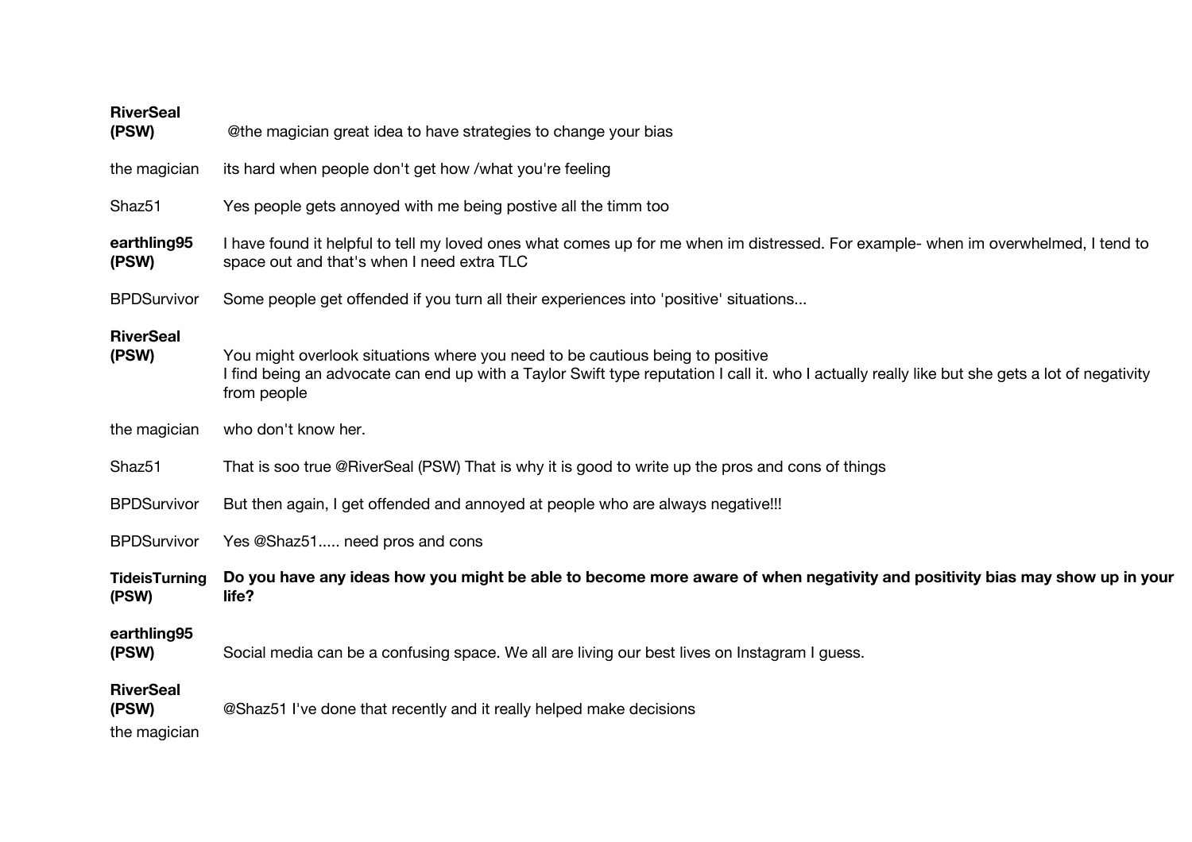| | |
|---|---|
| **RiverSeal (PSW)** | @the magician great idea to have strategies to change your bias |
| the magician | its hard when people don't get how /what you're feeling |
| Shaz51 | Yes people gets annoyed with me being postive all the timm too |
| **earthling95 (PSW)** | I have found it helpful to tell my loved ones what comes up for me when im distressed. For example- when im overwhelmed, I tend to space out and that's when I need extra TLC |
| BPDSurvivor | Some people get offended if you turn all their experiences into 'positive' situations... |
| **RiverSeal (PSW)** | You might overlook situations where you need to be cautious being to positive<br>I find being an advocate can end up with a Taylor Swift type reputation I call it. who I actually really like but she gets a lot of negativity from people |
| the magician | who don't know her. |
| Shaz51 | That is soo true @RiverSeal (PSW) That is why it is good to write up the pros and cons of things |
| BPDSurvivor | But then again, I get offended and annoyed at people who are always negative!!! |
| BPDSurvivor | Yes @Shaz51..... need pros and cons |
| **TideisTurning (PSW)** | **Do you have any ideas how you might be able to become more aware of when negativity and positivity bias may show up in your life?** |
| **earthling95 (PSW)** | Social media can be a confusing space. We all are living our best lives on Instagram I guess. |
| **RiverSeal (PSW)** | @Shaz51 I've done that recently and it really helped make decisions |
| the magician | |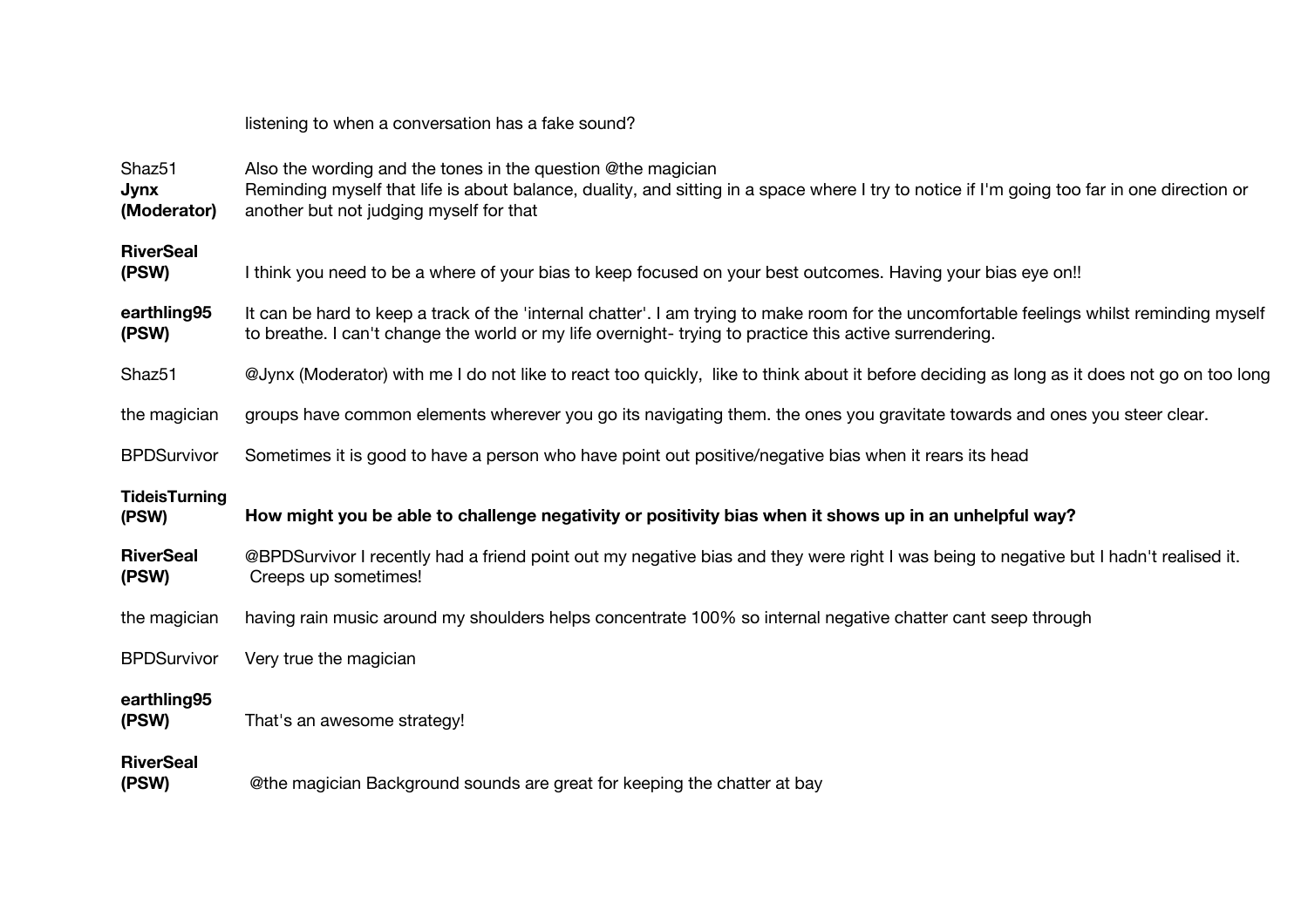| | |
|---|---|
| | listening to when a conversation has a fake sound? |
| Shaz51 | Also the wording and the tones in the question @the magician |
| **Jynx (Moderator)** | Reminding myself that life is about balance, duality, and sitting in a space where I try to notice if I'm going too far in one direction or another but not judging myself for that |
| **RiverSeal (PSW)** | I think you need to be a where of your bias to keep focused on your best outcomes. Having your bias eye on!! |
| **earthling95 (PSW)** | It can be hard to keep a track of the 'internal chatter'. I am trying to make room for the uncomfortable feelings whilst reminding myself to breathe. I can't change the world or my life overnight- trying to practice this active surrendering. |
| Shaz51 | @Jynx (Moderator) with me I do not like to react too quickly, like to think about it before deciding as long as it does not go on too long |
| the magician | groups have common elements wherever you go its navigating them. the ones you gravitate towards and ones you steer clear. |
| BPDSurvivor | Sometimes it is good to have a person who have point out positive/negative bias when it rears its head |
| **TideisTurning (PSW)** | **How might you be able to challenge negativity or positivity bias when it shows up in an unhelpful way?** |
| **RiverSeal (PSW)** | @BPDSurvivor I recently had a friend point out my negative bias and they were right I was being to negative but I hadn't realised it. Creeps up sometimes! |
| the magician | having rain music around my shoulders helps concentrate 100% so internal negative chatter cant seep through |
| BPDSurvivor | Very true the magician |
| **earthling95 (PSW)** | That's an awesome strategy! |
| **RiverSeal (PSW)** | @the magician Background sounds are great for keeping the chatter at bay |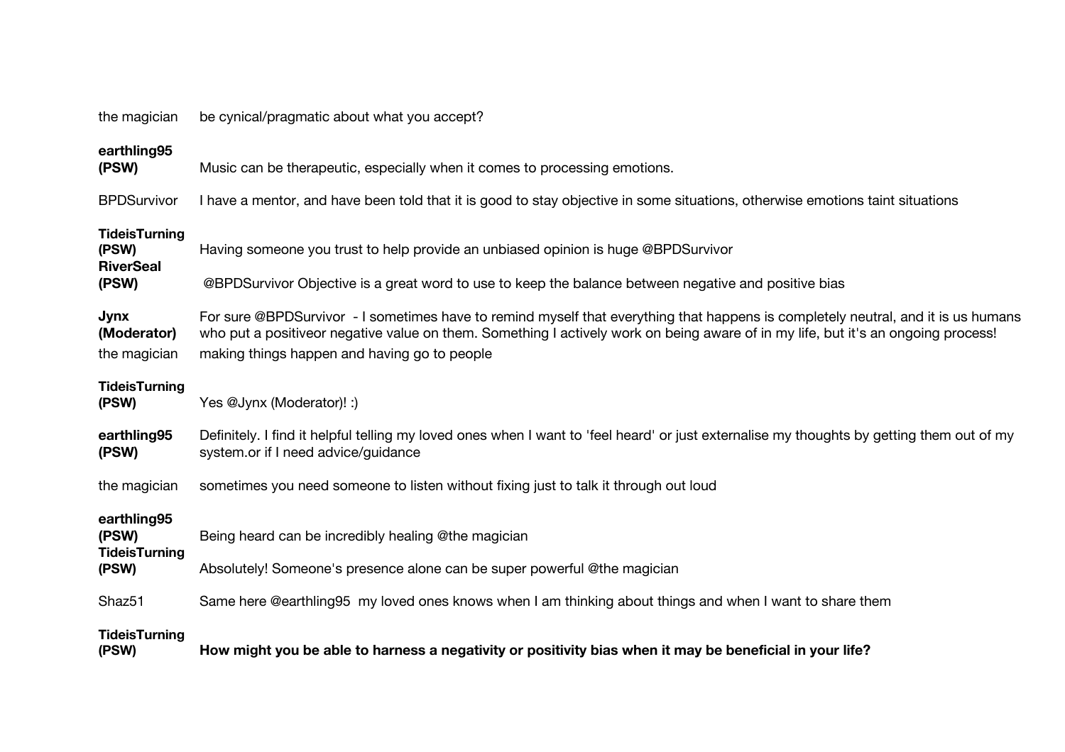| | |
|---|---|
| the magician | be cynical/pragmatic about what you accept? |
| **earthling95 (PSW)** | Music can be therapeutic, especially when it comes to processing emotions. |
| BPDSurvivor | I have a mentor, and have been told that it is good to stay objective in some situations, otherwise emotions taint situations |
| **TideisTurning (PSW)** | Having someone you trust to help provide an unbiased opinion is huge @BPDSurvivor |
| **RiverSeal (PSW)** | @BPDSurvivor Objective is a great word to use to keep the balance between negative and positive bias |
| **Jynx (Moderator)** | For sure @BPDSurvivor - I sometimes have to remind myself that everything that happens is completely neutral, and it is us humans who put a positiveor negative value on them. Something I actively work on being aware of in my life, but it's an ongoing process! |
| the magician | making things happen and having go to people |
| **TideisTurning (PSW)** | Yes @Jynx (Moderator)! :) |
| **earthling95 (PSW)** | Definitely. I find it helpful telling my loved ones when I want to 'feel heard' or just externalise my thoughts by getting them out of my system.or if I need advice/guidance |
| the magician | sometimes you need someone to listen without fixing just to talk it through out loud |
| **earthling95 (PSW)** | Being heard can be incredibly healing @the magician |
| **TideisTurning (PSW)** | Absolutely! Someone's presence alone can be super powerful @the magician |
| Shaz51 | Same here @earthling95 my loved ones knows when I am thinking about things and when I want to share them |
| **TideisTurning (PSW)** | **How might you be able to harness a negativity or positivity bias when it may be beneficial in your life?** |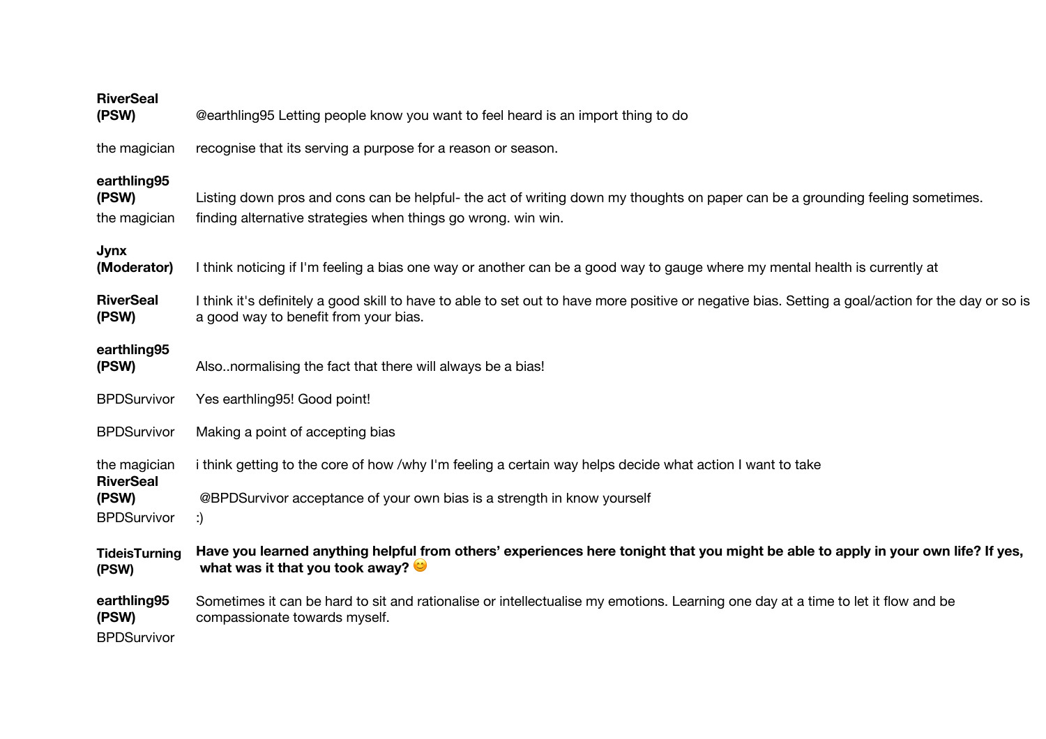| | |
|---|---|
| **RiverSeal (PSW)** | @earthling95 Letting people know you want to feel heard is an import thing to do |
| the magician | recognise that its serving a purpose for a reason or season. |
| **earthling95 (PSW)** | Listing down pros and cons can be helpful- the act of writing down my thoughts on paper can be a grounding feeling sometimes. |
| the magician | finding alternative strategies when things go wrong. win win. |
| **Jynx (Moderator)** | I think noticing if I'm feeling a bias one way or another can be a good way to gauge where my mental health is currently at |
| **RiverSeal (PSW)** | I think it's definitely a good skill to have to able to set out to have more positive or negative bias. Setting a goal/action for the day or so is a good way to benefit from your bias. |
| **earthling95 (PSW)** | Also..normalising the fact that there will always be a bias! |
| BPDSurvivor | Yes earthling95! Good point! |
| BPDSurvivor | Making a point of accepting bias |
| the magician | i think getting to the core of how /why I'm feeling a certain way helps decide what action I want to take |
| **RiverSeal (PSW)** | @BPDSurvivor acceptance of your own bias is a strength in know yourself |
| BPDSurvivor | :) |
| **TideisTurning (PSW)** | **Have you learned anything helpful from others' experiences here tonight that you might be able to apply in your own life? If yes, what was it that you took away?** 😊 |
| **earthling95 (PSW)** | Sometimes it can be hard to sit and rationalise or intellectualise my emotions. Learning one day at a time to let it flow and be compassionate towards myself. |
| BPDSurvivor | |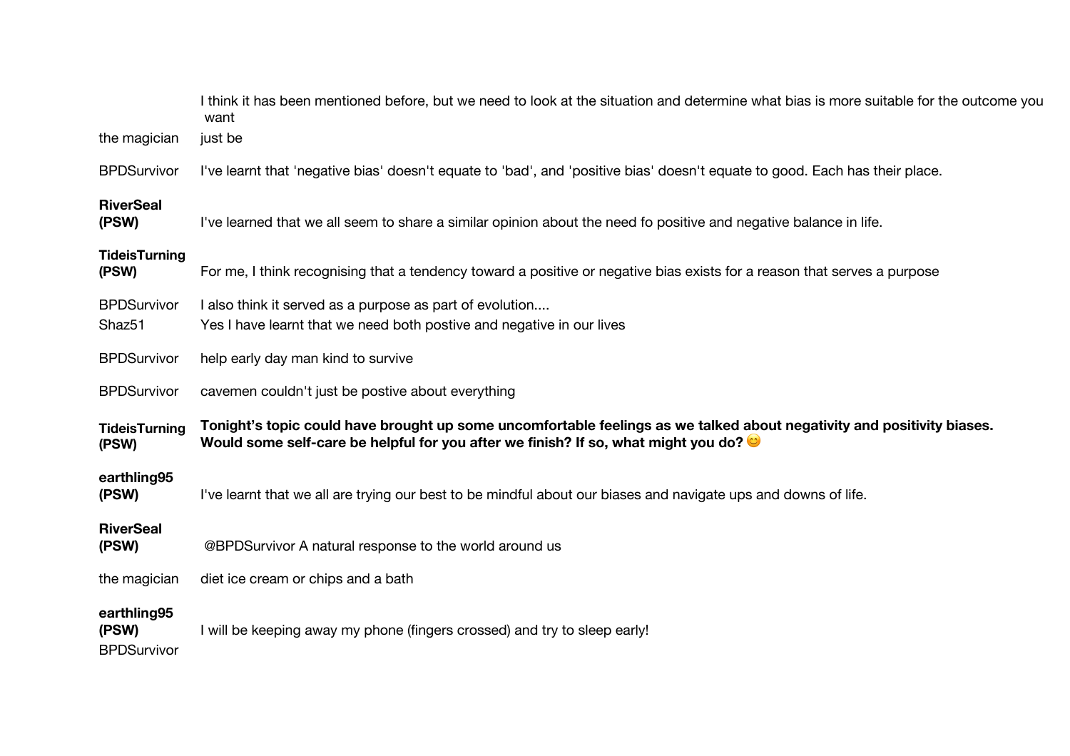| | |
|---|---|
| | I think it has been mentioned before, but we need to look at the situation and determine what bias is more suitable for the outcome you want |
| the magician | just be |
| BPDSurvivor | I've learnt that 'negative bias' doesn't equate to 'bad', and 'positive bias' doesn't equate to good. Each has their place. |
| **RiverSeal (PSW)** | I've learned that we all seem to share a similar opinion about the need fo positive and negative balance in life. |
| **TideisTurning (PSW)** | For me, I think recognising that a tendency toward a positive or negative bias exists for a reason that serves a purpose |
| BPDSurvivor | I also think it served as a purpose as part of evolution.... |
| Shaz51 | Yes I have learnt that we need both postive and negative in our lives |
| BPDSurvivor | help early day man kind to survive |
| BPDSurvivor | cavemen couldn't just be postive about everything |
| **TideisTurning (PSW)** | **Tonight's topic could have brought up some uncomfortable feelings as we talked about negativity and positivity biases. Would some self-care be helpful for you after we finish? If so, what might you do?** 😊 |
| **earthling95 (PSW)** | I've learnt that we all are trying our best to be mindful about our biases and navigate ups and downs of life. |
| **RiverSeal (PSW)** | @BPDSurvivor A natural response to the world around us |
| the magician | diet ice cream or chips and a bath |
| **earthling95 (PSW)** | I will be keeping away my phone (fingers crossed) and try to sleep early! |
| BPDSurvivor | |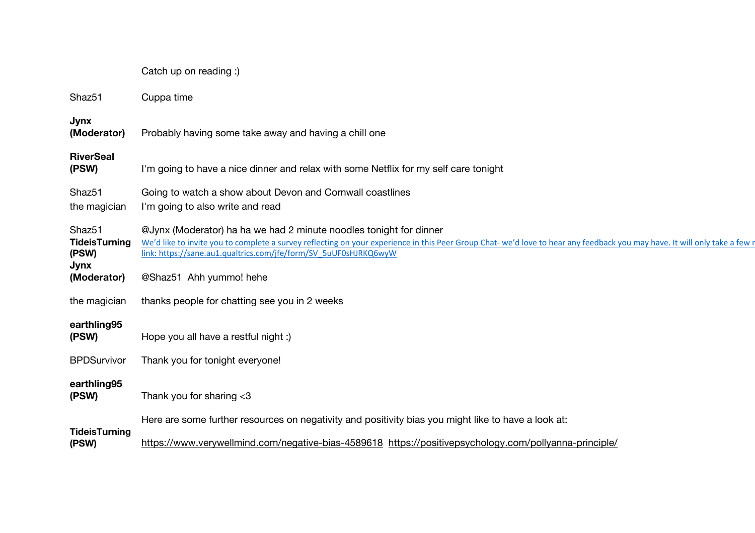| | |
|---|---|
| | Catch up on reading :) |
| Shaz51 | Cuppa time |
| **Jynx (Moderator)** | Probably having some take away and having a chill one |
| **RiverSeal (PSW)** | I'm going to have a nice dinner and relax with some Netflix for my self care tonight |
| Shaz51 | Going to watch a show about Devon and Cornwall coastlines |
| the magician | I'm going to also write and read |
| Shaz51 | @Jynx (Moderator) ha ha we had 2 minute noodles tonight for dinner |
| **TideisTurning (PSW)** | We'd like to invite you to complete a survey reflecting on your experience in this Peer Group Chat- we'd love to hear any feedback you may have. It will only take a few r link: https://sane.au1.qualtrics.com/jfe/form/SV_5uUF0sHJRKQ6wyW |
| **Jynx (Moderator)** | @Shaz51 Ahh yummo! hehe |
| the magician | thanks people for chatting see you in 2 weeks |
| **earthling95 (PSW)** | Hope you all have a restful night :) |
| BPDSurvivor | Thank you for tonight everyone! |
| **earthling95 (PSW)** | Thank you for sharing <3 |
| **TideisTurning (PSW)** | Here are some further resources on negativity and positivity bias you might like to have a look at: https://www.verywellmind.com/negative-bias-4589618 https://positivepsychology.com/pollyanna-principle/ |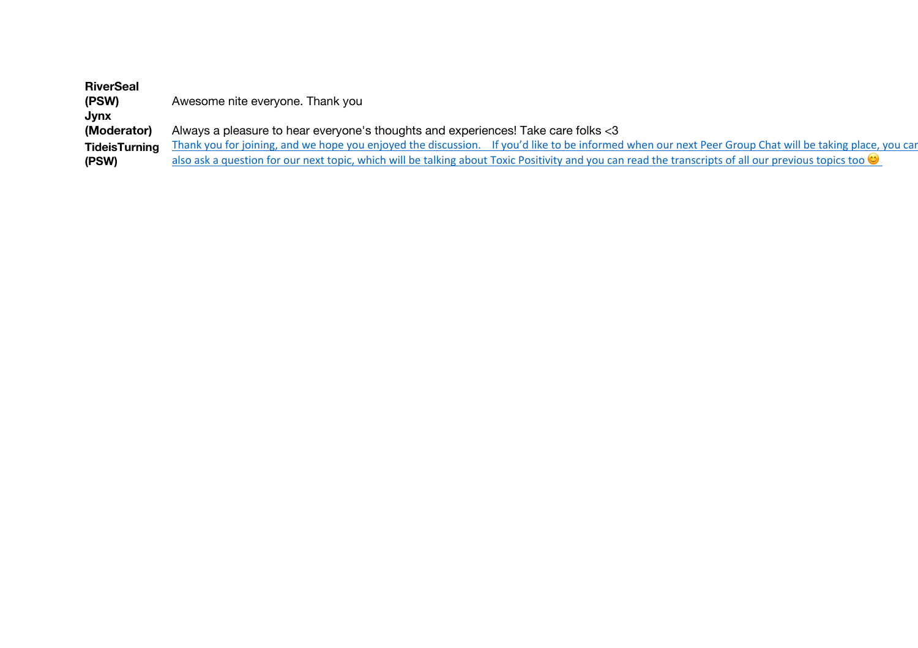| | |
|---|---|
| **RiverSeal (PSW)** | Awesome nite everyone. Thank you |
| **Jynx (Moderator)** | Always a pleasure to hear everyone's thoughts and experiences! Take care folks <3 |
| **TideisTurning (PSW)** | Thank you for joining, and we hope you enjoyed the discussion. If you'd like to be informed when our next Peer Group Chat will be taking place, you car also ask a question for our next topic, which will be talking about Toxic Positivity and you can read the transcripts of all our previous topics too 😊 |